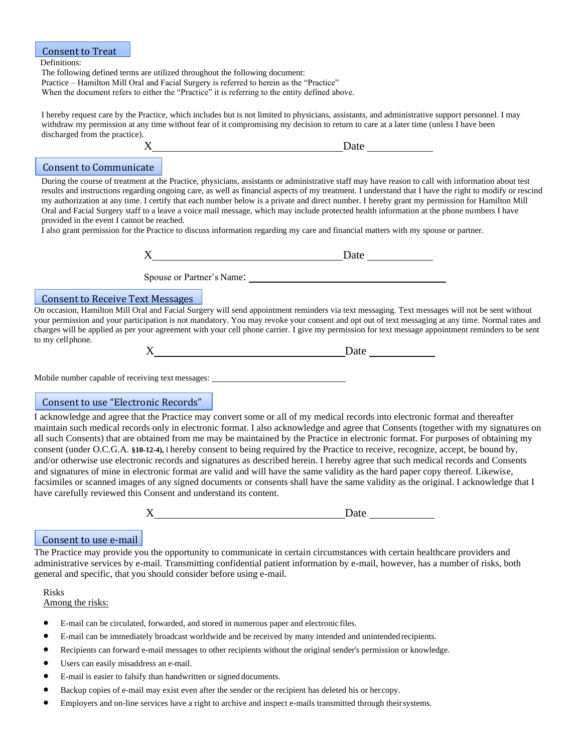## Consent to Treat

Definitions:

The following defined terms are utilized throughout the following document:

Practice – Hamilton Mill Oral and Facial Surgery is referred to herein as the "Practice"

When the document refers to either the "Practice" it is referring to the entity defined above.

I hereby request care by the Practice, which includes but is not limited to physicians, assistants, and administrative support personnel. I may withdraw my permission at any time without fear of it compromising my decision to return to care at a later time (unless I have been discharged from the practice).

X_________________________________ Date ___________

## Consent to Communicate

During the course of treatment at the Practice, physicians, assistants or administrative staff may have reason to call with information about test results and instructions regarding ongoing care, as well as financial aspects of my treatment. I understand that I have the right to modify or rescind my authorization at any time. I certify that each number below is a private and direct number. I hereby grant my permission for Hamilton Mill Oral and Facial Surgery staff to a leave a voice mail message, which may include protected health information at the phone numbers I have provided in the event I cannot be reached.

I also grant permission for the Practice to discuss information regarding my care and financial matters with my spouse or partner.

X_________________________________ Date ___________

Spouse or Partner's Name: ___________________________________

## Consent to Receive Text Messages

On occasion, Hamilton Mill Oral and Facial Surgery will send appointment reminders via text messaging. Text messages will not be sent without your permission and your participation is not mandatory. You may revoke your consent and opt out of text messaging at any time. Normal rates and charges will be applied as per your agreement with your cell phone carrier. I give my permission for text message appointment reminders to be sent to my cell phone.

X_________________________________ Date ___________

Mobile number capable of receiving text messages: ___________________________

## Consent to use "Electronic Records"

I acknowledge and agree that the Practice may convert some or all of my medical records into electronic format and thereafter maintain such medical records only in electronic format. I also acknowledge and agree that Consents (together with my signatures on all such Consents) that are obtained from me may be maintained by the Practice in electronic format. For purposes of obtaining my consent (under O.C.G.A. **§10-12-4),** I hereby consent to being required by the Practice to receive, recognize, accept, be bound by, and/or otherwise use electronic records and signatures as described herein. I hereby agree that such medical records and Consents and signatures of mine in electronic format are valid and will have the same validity as the hard paper copy thereof. Likewise, facsimiles or scanned images of any signed documents or consents shall have the same validity as the original. I acknowledge that I have carefully reviewed this Consent and understand its content.

X_________________________________ Date ___________

## Consent to use e-mail

The Practice may provide you the opportunity to communicate in certain circumstances with certain healthcare providers and administrative services by e-mail. Transmitting confidential patient information by e-mail, however, has a number of risks, both general and specific, that you should consider before using e-mail.

Risks

<u>Among the risks:</u>

- E-mail can be circulated, forwarded, and stored in numerous paper and electronic files.
- E-mail can be immediately broadcast worldwide and be received by many intended and unintended recipients.
- Recipients can forward e-mail messages to other recipients without the original sender's permission or knowledge.
- Users can easily misaddress an e-mail.
- E-mail is easier to falsify than handwritten or signed documents.
- Backup copies of e-mail may exist even after the sender or the recipient has deleted his or her copy.
- Employers and on-line services have a right to archive and inspect e-mails transmitted through their systems.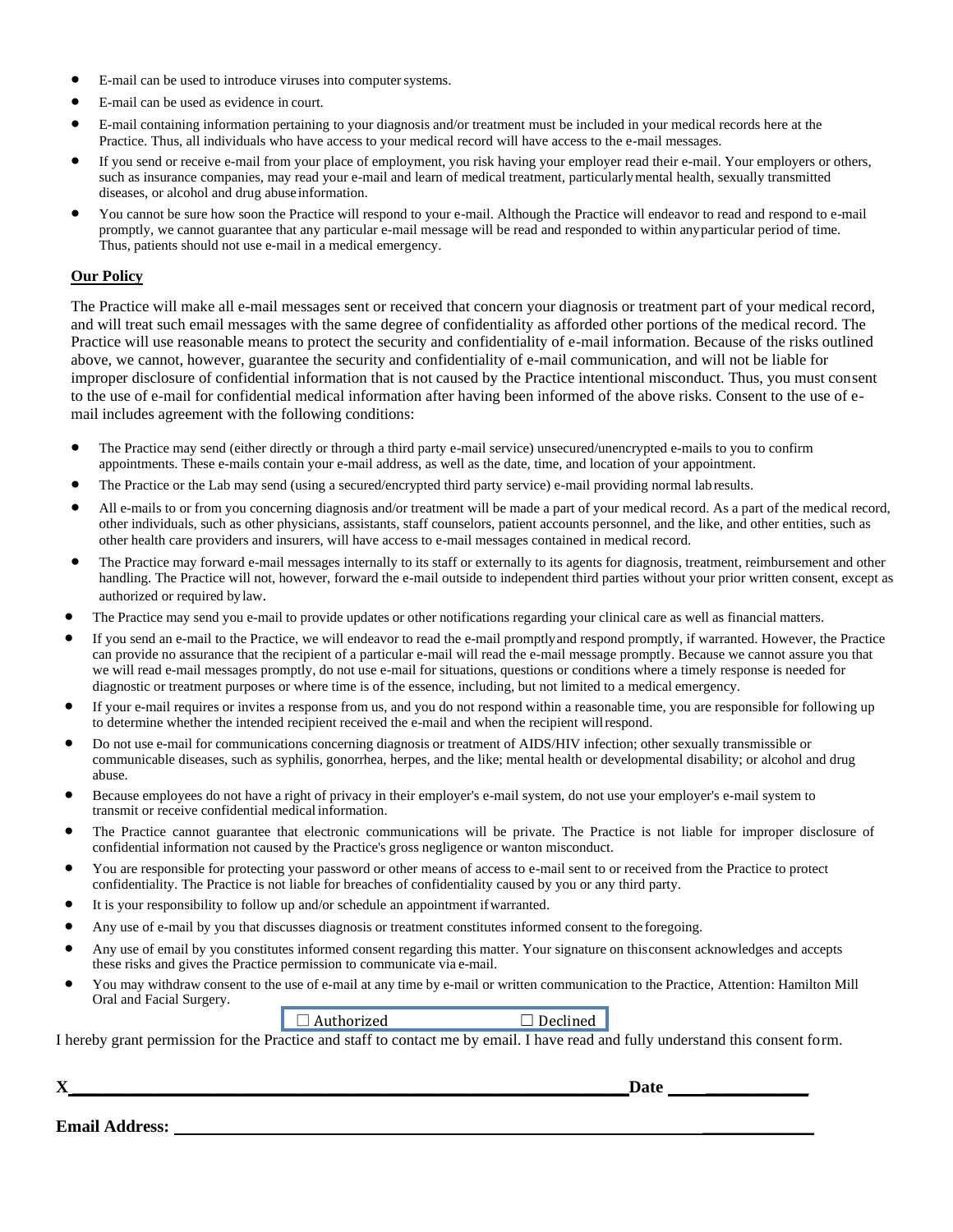- E-mail can be used to introduce viruses into computer systems.
- E-mail can be used as evidence in court.
- E-mail containing information pertaining to your diagnosis and/or treatment must be included in your medical records here at the Practice. Thus, all individuals who have access to your medical record will have access to the e-mail messages.
- If you send or receive e-mail from your place of employment, you risk having your employer read their e-mail. Your employers or others, such as insurance companies, may read your e-mail and learn of medical treatment, particularly mental health, sexually transmitted diseases, or alcohol and drug abuse information.
- You cannot be sure how soon the Practice will respond to your e-mail. Although the Practice will endeavor to read and respond to e-mail promptly, we cannot guarantee that any particular e-mail message will be read and responded to within any particular period of time. Thus, patients should not use e-mail in a medical emergency.

**Our Policy**

The Practice will make all e-mail messages sent or received that concern your diagnosis or treatment part of your medical record, and will treat such email messages with the same degree of confidentiality as afforded other portions of the medical record. The Practice will use reasonable means to protect the security and confidentiality of e-mail information. Because of the risks outlined above, we cannot, however, guarantee the security and confidentiality of e-mail communication, and will not be liable for improper disclosure of confidential information that is not caused by the Practice intentional misconduct. Thus, you must consent to the use of e-mail for confidential medical information after having been informed of the above risks. Consent to the use of e-mail includes agreement with the following conditions:

- The Practice may send (either directly or through a third party e-mail service) unsecured/unencrypted e-mails to you to confirm appointments. These e-mails contain your e-mail address, as well as the date, time, and location of your appointment.
- The Practice or the Lab may send (using a secured/encrypted third party service) e-mail providing normal lab results.
- All e-mails to or from you concerning diagnosis and/or treatment will be made a part of your medical record. As a part of the medical record, other individuals, such as other physicians, assistants, staff counselors, patient accounts personnel, and the like, and other entities, such as other health care providers and insurers, will have access to e-mail messages contained in medical record.
- The Practice may forward e-mail messages internally to its staff or externally to its agents for diagnosis, treatment, reimbursement and other handling. The Practice will not, however, forward the e-mail outside to independent third parties without your prior written consent, except as authorized or required by law.
- The Practice may send you e-mail to provide updates or other notifications regarding your clinical care as well as financial matters.
- If you send an e-mail to the Practice, we will endeavor to read the e-mail promptly and respond promptly, if warranted. However, the Practice can provide no assurance that the recipient of a particular e-mail will read the e-mail message promptly. Because we cannot assure you that we will read e-mail messages promptly, do not use e-mail for situations, questions or conditions where a timely response is needed for diagnostic or treatment purposes or where time is of the essence, including, but not limited to a medical emergency.
- If your e-mail requires or invites a response from us, and you do not respond within a reasonable time, you are responsible for following up to determine whether the intended recipient received the e-mail and when the recipient will respond.
- Do not use e-mail for communications concerning diagnosis or treatment of AIDS/HIV infection; other sexually transmissible or communicable diseases, such as syphilis, gonorrhea, herpes, and the like; mental health or developmental disability; or alcohol and drug abuse.
- Because employees do not have a right of privacy in their employer's e-mail system, do not use your employer's e-mail system to transmit or receive confidential medical information.
- The Practice cannot guarantee that electronic communications will be private. The Practice is not liable for improper disclosure of confidential information not caused by the Practice's gross negligence or wanton misconduct.
- You are responsible for protecting your password or other means of access to e-mail sent to or received from the Practice to protect confidentiality. The Practice is not liable for breaches of confidentiality caused by you or any third party.
- It is your responsibility to follow up and/or schedule an appointment if warranted.
- Any use of e-mail by you that discusses diagnosis or treatment constitutes informed consent to the foregoing.
- Any use of email by you constitutes informed consent regarding this matter. Your signature on this consent acknowledges and accepts these risks and gives the Practice permission to communicate via e-mail.
- You may withdraw consent to the use of e-mail at any time by e-mail or written communication to the Practice, Attention: Hamilton Mill Oral and Facial Surgery.

☐ Authorized ☐ Declined

I hereby grant permission for the Practice and staff to contact me by email. I have read and fully understand this consent form.

**X**\_\_\_\_\_\_\_\_\_\_\_\_\_\_\_\_\_\_\_\_\_\_\_\_\_\_\_\_\_\_\_\_\_\_\_\_\_\_\_\_\_\_\_\_\_\_\_\_\_\_\_\_\_\_ **Date** \_\_\_\_\_\_\_\_\_\_\_\_\_\_\_\_

**Email Address:** \_\_\_\_\_\_\_\_\_\_\_\_\_\_\_\_\_\_\_\_\_\_\_\_\_\_\_\_\_\_\_\_\_\_\_\_\_\_\_\_\_\_\_\_\_\_\_\_\_\_\_\_\_\_\_\_\_\_\_\_